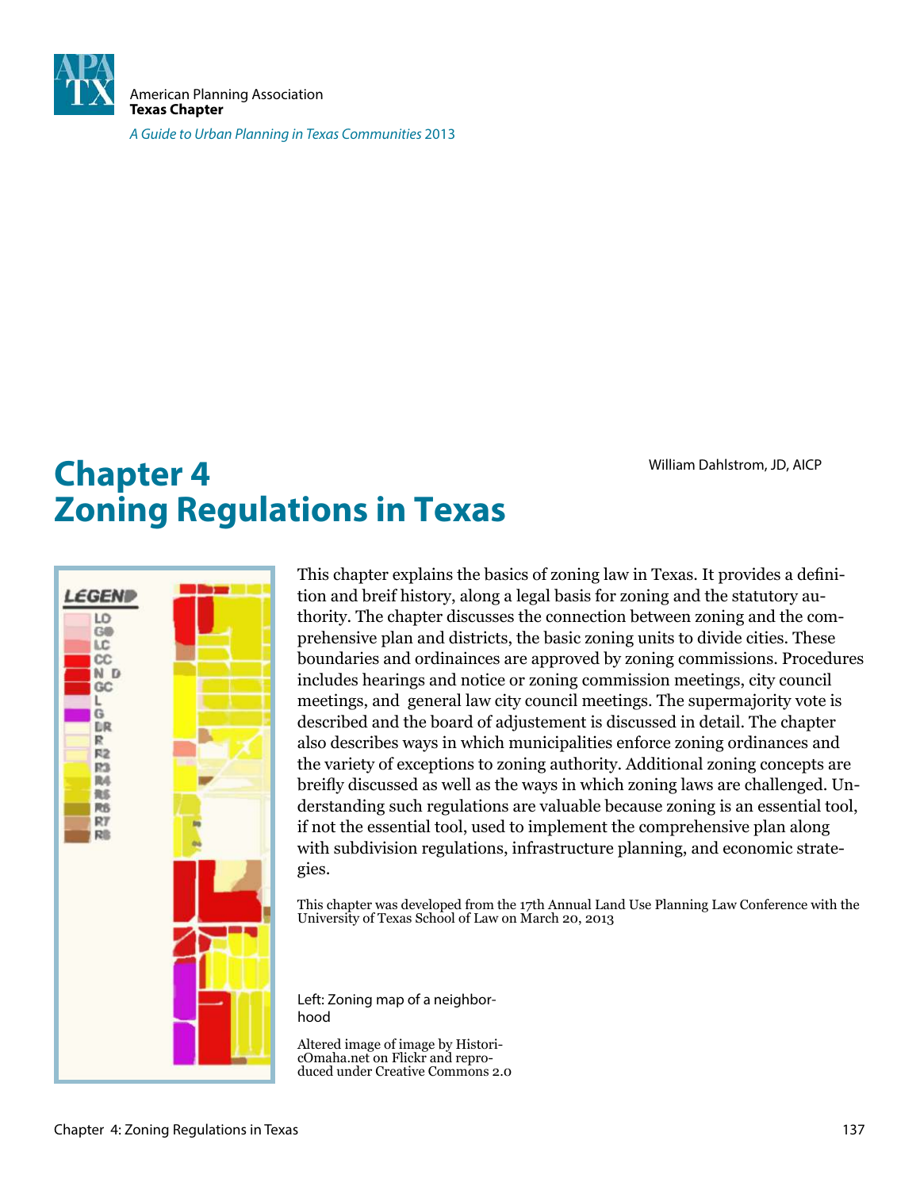American Planning Association
**Texas Chapter**

*A Guide to Urban Planning in Texas Communities* 2013

# Chapter 4
# Zoning Regulations in Texas

William Dahlstrom, JD, AICP

This chapter explains the basics of zoning law in Texas. It provides a definition and breif history, along a legal basis for zoning and the statutory authority. The chapter discusses the connection between zoning and the comprehensive plan and districts, the basic zoning units to divide cities. These boundaries and ordinainces are approved by zoning commissions. Procedures includes hearings and notice or zoning commission meetings, city council meetings, and general law city council meetings. The supermajority vote is described and the board of adjustement is discussed in detail. The chapter also describes ways in which municipalities enforce zoning ordinances and the variety of exceptions to zoning authority. Additional zoning concepts are breifly discussed as well as the ways in which zoning laws are challenged. Understanding such regulations are valuable because zoning is an essential tool, if not the essential tool, used to implement the comprehensive plan along with subdivision regulations, infrastructure planning, and economic strategies.

This chapter was developed from the 17th Annual Land Use Planning Law Conference with the University of Texas School of Law on March 20, 2013

Left: Zoning map of a neighborhood

Altered image of image by HistoricOmaha.net on Flickr and reproduced under Creative Commons 2.0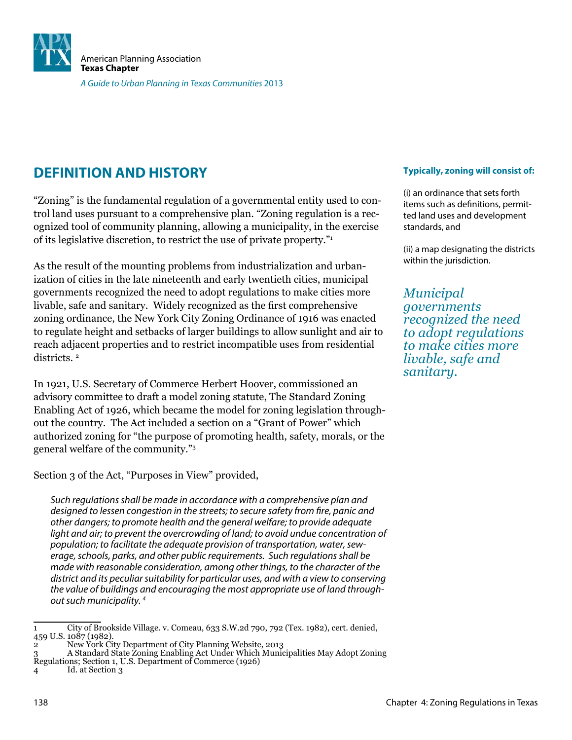## DEFINITION AND HISTORY

"Zoning" is the fundamental regulation of a governmental entity used to control land uses pursuant to a comprehensive plan. "Zoning regulation is a recognized tool of community planning, allowing a municipality, in the exercise of its legislative discretion, to restrict the use of private property."[1]

As the result of the mounting problems from industrialization and urbanization of cities in the late nineteenth and early twentieth cities, municipal governments recognized the need to adopt regulations to make cities more livable, safe and sanitary. Widely recognized as the first comprehensive zoning ordinance, the New York City Zoning Ordinance of 1916 was enacted to regulate height and setbacks of larger buildings to allow sunlight and air to reach adjacent properties and to restrict incompatible uses from residential districts. [2]

In 1921, U.S. Secretary of Commerce Herbert Hoover, commissioned an advisory committee to draft a model zoning statute, The Standard Zoning Enabling Act of 1926, which became the model for zoning legislation throughout the country. The Act included a section on a "Grant of Power" which authorized zoning for "the purpose of promoting health, safety, morals, or the general welfare of the community."[3]

Section 3 of the Act, "Purposes in View" provided,

> *Such regulations shall be made in accordance with a comprehensive plan and designed to lessen congestion in the streets; to secure safety from fire, panic and other dangers; to promote health and the general welfare; to provide adequate light and air; to prevent the overcrowding of land; to avoid undue concentration of population; to facilitate the adequate provision of transportation, water, sewerage, schools, parks, and other public requirements. Such regulations shall be made with reasonable consideration, among other things, to the character of the district and its peculiar suitability for particular uses, and with a view to conserving the value of buildings and encouraging the most appropriate use of land throughout such municipality.* [4]

**Typically, zoning will consist of:**

(i) an ordinance that sets forth items such as definitions, permitted land uses and development standards, and

(ii) a map designating the districts within the jurisdiction.

*Municipal governments recognized the need to adopt regulations to make cities more livable, safe and sanitary.*

---

1 City of Brookside Village. v. Comeau, 633 S.W.2d 790, 792 (Tex. 1982), cert. denied, 459 U.S. 1087 (1982).
2 New York City Department of City Planning Website, 2013
3 A Standard State Zoning Enabling Act Under Which Municipalities May Adopt Zoning Regulations; Section 1, U.S. Department of Commerce (1926)
4 Id. at Section 3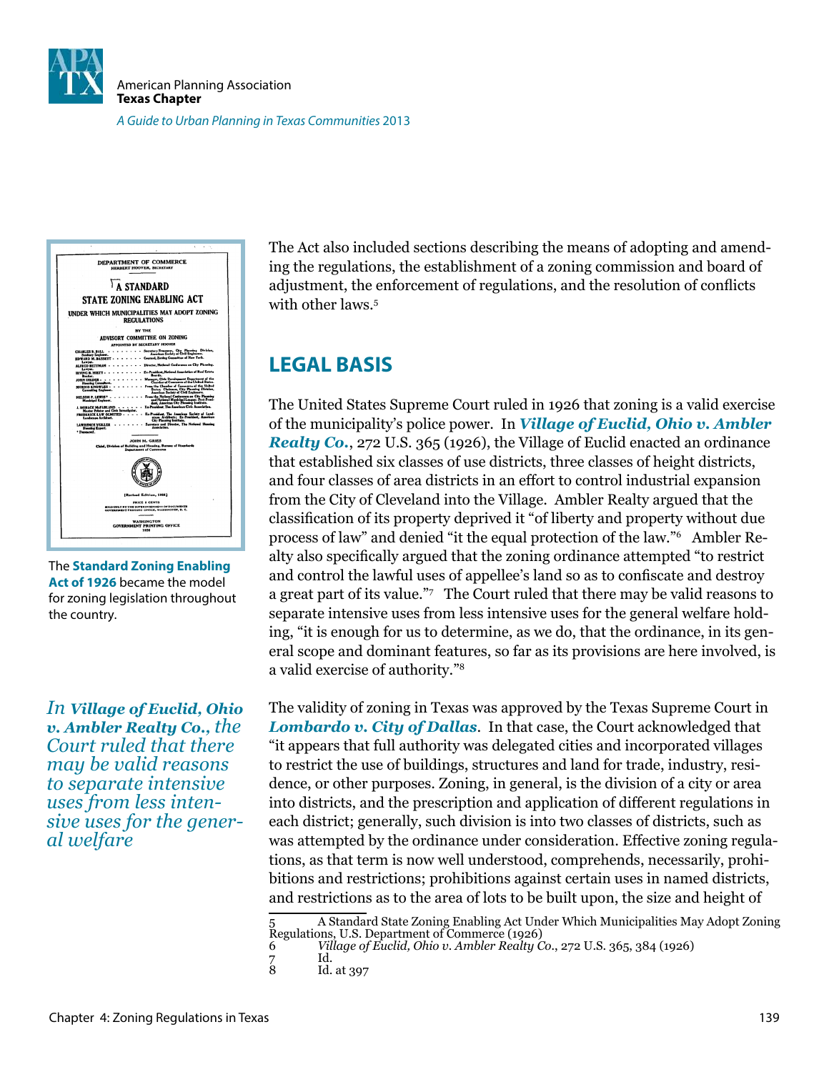The Act also included sections describing the means of adopting and amending the regulations, the establishment of a zoning commission and board of adjustment, the enforcement of regulations, and the resolution of conflicts with other laws.[5]

The **Standard Zoning Enabling Act of 1926** became the model for zoning legislation throughout the country.

## LEGAL BASIS

The United States Supreme Court ruled in 1926 that zoning is a valid exercise of the municipality's police power. In ***Village of Euclid, Ohio v. Ambler Realty Co.***, 272 U.S. 365 (1926), the Village of Euclid enacted an ordinance that established six classes of use districts, three classes of height districts, and four classes of area districts in an effort to control industrial expansion from the City of Cleveland into the Village. Ambler Realty argued that the classification of its property deprived it "of liberty and property without due process of law" and denied "it the equal protection of the law."[6] Ambler Realty also specifically argued that the zoning ordinance attempted "to restrict and control the lawful uses of appellee's land so as to confiscate and destroy a great part of its value."[7] The Court ruled that there may be valid reasons to separate intensive uses from less intensive uses for the general welfare holding, "it is enough for us to determine, as we do, that the ordinance, in its general scope and dominant features, so far as its provisions are here involved, is a valid exercise of authority."[8]

*In **Village of Euclid, Ohio v. Ambler Realty Co.**, the Court ruled that there may be valid reasons to separate intensive uses from less intensive uses for the general welfare*

The validity of zoning in Texas was approved by the Texas Supreme Court in ***Lombardo v. City of Dallas***. In that case, the Court acknowledged that "it appears that full authority was delegated cities and incorporated villages to restrict the use of buildings, structures and land for trade, industry, residence, or other purposes. Zoning, in general, is the division of a city or area into districts, and the prescription and application of different regulations in each district; generally, such division is into two classes of districts, such as was attempted by the ordinance under consideration. Effective zoning regulations, as that term is now well understood, comprehends, necessarily, prohibitions and restrictions; prohibitions against certain uses in named districts, and restrictions as to the area of lots to be built upon, the size and height of

---

5 A Standard State Zoning Enabling Act Under Which Municipalities May Adopt Zoning Regulations, U.S. Department of Commerce (1926)

6 *Village of Euclid, Ohio v. Ambler Realty Co.*, 272 U.S. 365, 384 (1926)

7 Id.

8 Id. at 397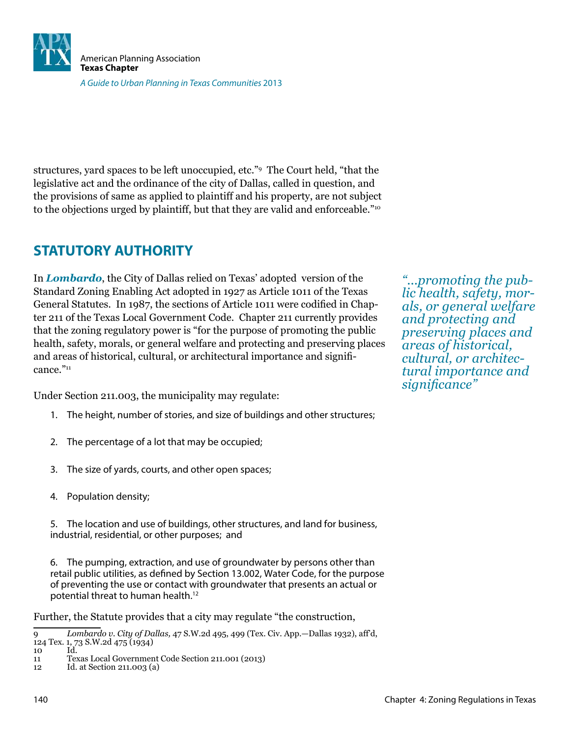structures, yard spaces to be left unoccupied, etc."[9] The Court held, "that the legislative act and the ordinance of the city of Dallas, called in question, and the provisions of same as applied to plaintiff and his property, are not subject to the objections urged by plaintiff, but that they are valid and enforceable."[10]

## STATUTORY AUTHORITY

In ***Lombardo***, the City of Dallas relied on Texas' adopted version of the Standard Zoning Enabling Act adopted in 1927 as Article 1011 of the Texas General Statutes. In 1987, the sections of Article 1011 were codified in Chapter 211 of the Texas Local Government Code. Chapter 211 currently provides that the zoning regulatory power is "for the purpose of promoting the public health, safety, morals, or general welfare and protecting and preserving places and areas of historical, cultural, or architectural importance and significance."[11]

*"...promoting the public health, safety, morals, or general welfare and protecting and preserving places and areas of historical, cultural, or architectural importance and significance"*

Under Section 211.003, the municipality may regulate:

1. The height, number of stories, and size of buildings and other structures;
2. The percentage of a lot that may be occupied;
3. The size of yards, courts, and other open spaces;
4. Population density;
5. The location and use of buildings, other structures, and land for business, industrial, residential, or other purposes; and
6. The pumping, extraction, and use of groundwater by persons other than retail public utilities, as defined by Section 13.002, Water Code, for the purpose of preventing the use or contact with groundwater that presents an actual or potential threat to human health.[12]

Further, the Statute provides that a city may regulate "the construction,

---

9 *Lombardo v. City of Dallas,* 47 S.W.2d 495, 499 (Tex. Civ. App.—Dallas 1932), aff'd, 124 Tex. 1, 73 S.W.2d 475 (1934)
10 Id.
11 Texas Local Government Code Section 211.001 (2013)
12 Id. at Section 211.003 (a)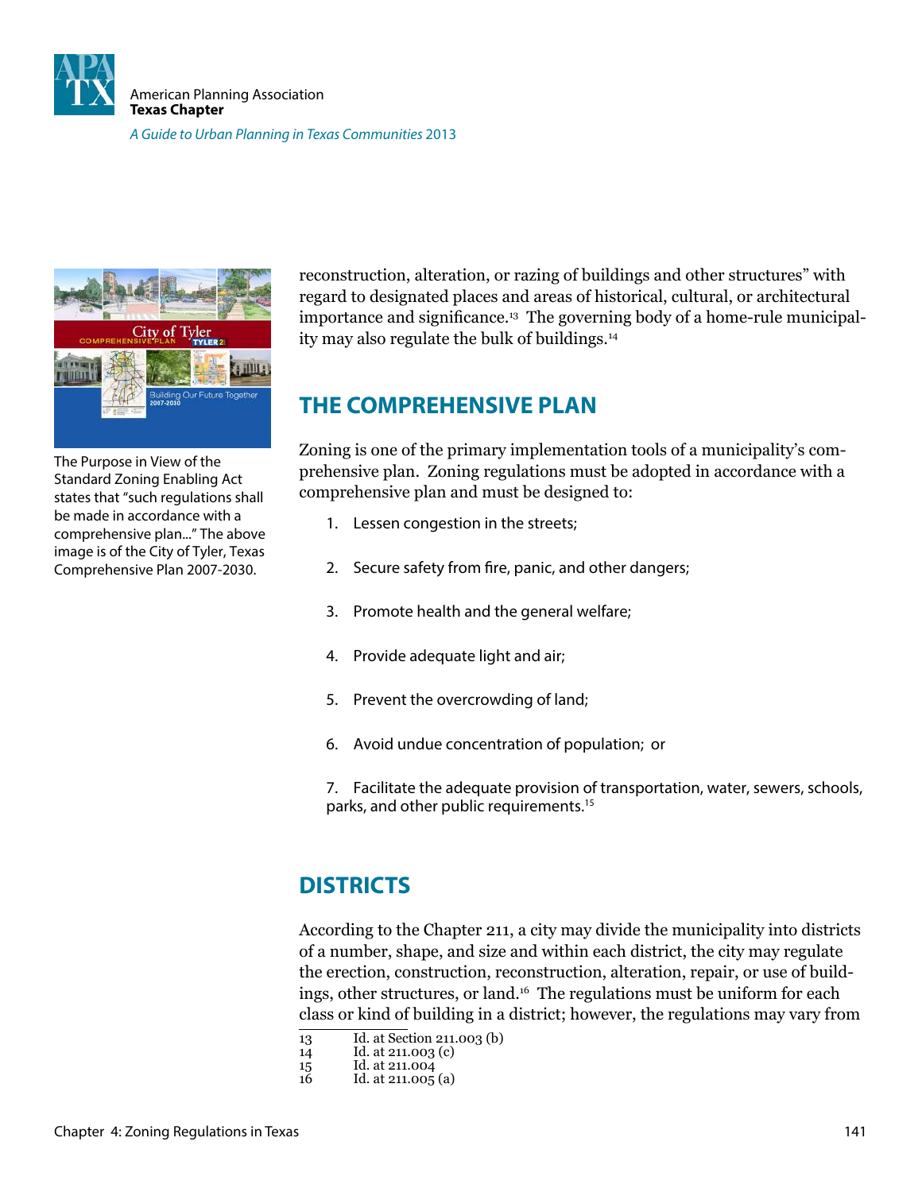The Purpose in View of the Standard Zoning Enabling Act states that "such regulations shall be made in accordance with a comprehensive plan..." The above image is of the City of Tyler, Texas Comprehensive Plan 2007-2030.

reconstruction, alteration, or razing of buildings and other structures" with regard to designated places and areas of historical, cultural, or architectural importance and significance.[13] The governing body of a home-rule municipality may also regulate the bulk of buildings.[14]

## THE COMPREHENSIVE PLAN

Zoning is one of the primary implementation tools of a municipality's comprehensive plan. Zoning regulations must be adopted in accordance with a comprehensive plan and must be designed to:

1. Lessen congestion in the streets;
2. Secure safety from fire, panic, and other dangers;
3. Promote health and the general welfare;
4. Provide adequate light and air;
5. Prevent the overcrowding of land;
6. Avoid undue concentration of population; or
7. Facilitate the adequate provision of transportation, water, sewers, schools, parks, and other public requirements.[15]

## DISTRICTS

According to the Chapter 211, a city may divide the municipality into districts of a number, shape, and size and within each district, the city may regulate the erection, construction, reconstruction, alteration, repair, or use of buildings, other structures, or land.[16] The regulations must be uniform for each class or kind of building in a district; however, the regulations may vary from

---

13 Id. at Section 211.003 (b)
14 Id. at 211.003 (c)
15 Id. at 211.004
16 Id. at 211.005 (a)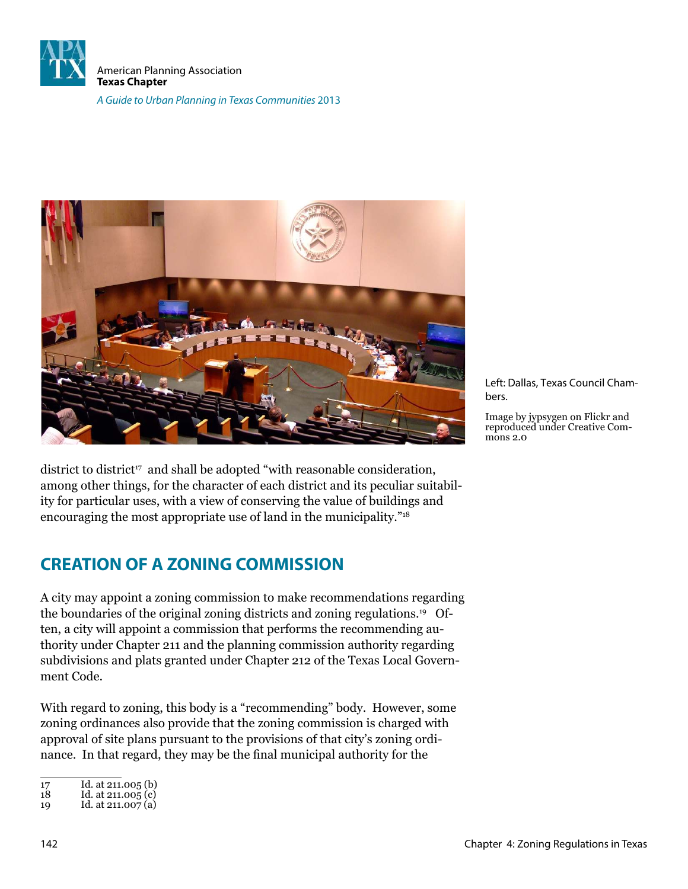Left: Dallas, Texas Council Chambers.

Image by jypsygen on Flickr and reproduced under Creative Commons 2.0

district to district[17] and shall be adopted "with reasonable consideration, among other things, for the character of each district and its peculiar suitability for particular uses, with a view of conserving the value of buildings and encouraging the most appropriate use of land in the municipality."[18]

## CREATION OF A ZONING COMMISSION

A city may appoint a zoning commission to make recommendations regarding the boundaries of the original zoning districts and zoning regulations.[19] Often, a city will appoint a commission that performs the recommending authority under Chapter 211 and the planning commission authority regarding subdivisions and plats granted under Chapter 212 of the Texas Local Government Code.

With regard to zoning, this body is a "recommending" body. However, some zoning ordinances also provide that the zoning commission is charged with approval of site plans pursuant to the provisions of that city's zoning ordinance. In that regard, they may be the final municipal authority for the

---

17 Id. at 211.005 (b)
18 Id. at 211.005 (c)
19 Id. at 211.007 (a)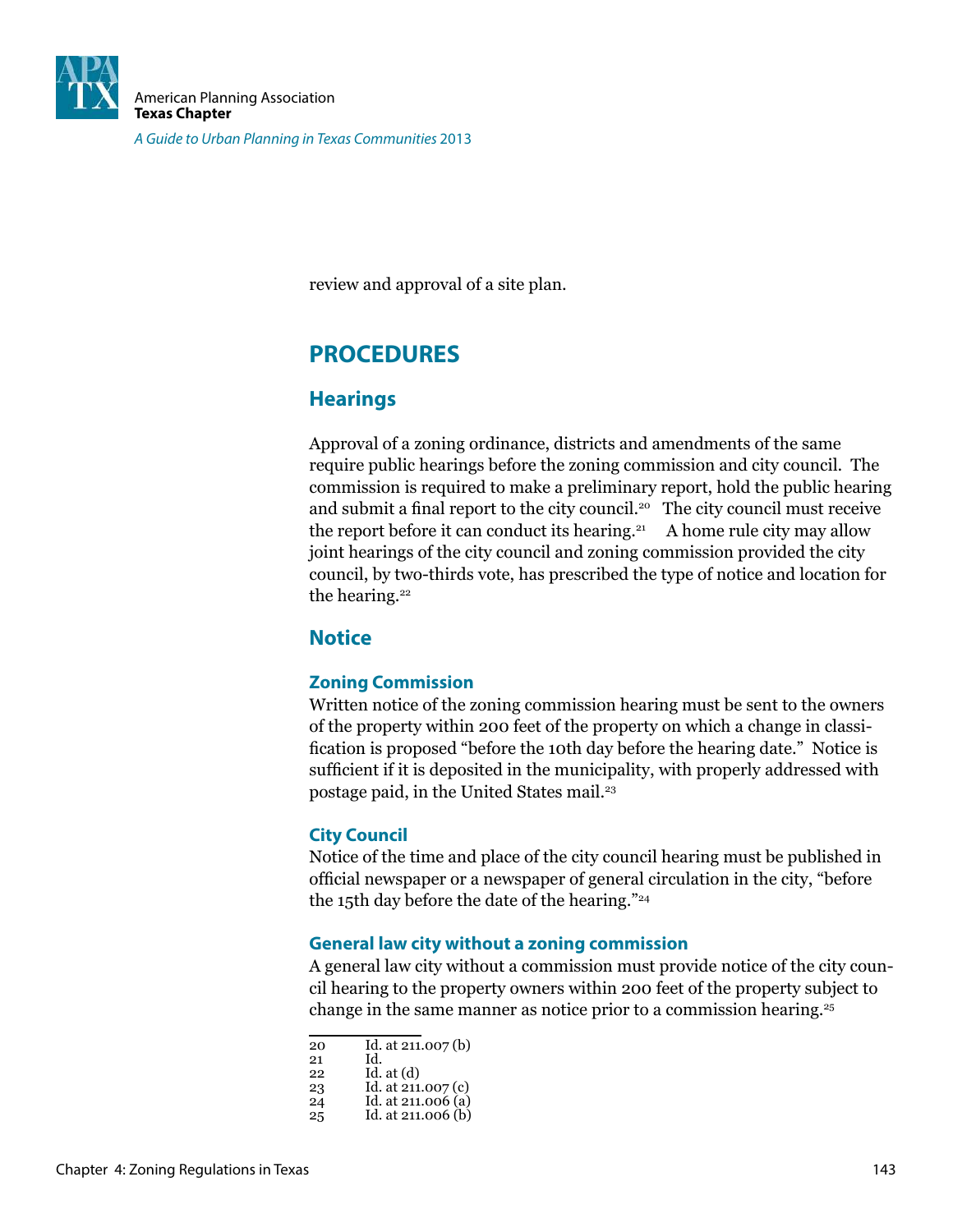review and approval of a site plan.

## PROCEDURES

### Hearings

Approval of a zoning ordinance, districts and amendments of the same require public hearings before the zoning commission and city council. The commission is required to make a preliminary report, hold the public hearing and submit a final report to the city council.[20] The city council must receive the report before it can conduct its hearing.[21] A home rule city may allow joint hearings of the city council and zoning commission provided the city council, by two-thirds vote, has prescribed the type of notice and location for the hearing.[22]

### Notice

#### Zoning Commission

Written notice of the zoning commission hearing must be sent to the owners of the property within 200 feet of the property on which a change in classification is proposed "before the 10th day before the hearing date." Notice is sufficient if it is deposited in the municipality, with properly addressed with postage paid, in the United States mail.[23]

#### City Council

Notice of the time and place of the city council hearing must be published in official newspaper or a newspaper of general circulation in the city, "before the 15th day before the date of the hearing."[24]

#### General law city without a zoning commission

A general law city without a commission must provide notice of the city council hearing to the property owners within 200 feet of the property subject to change in the same manner as notice prior to a commission hearing.[25]

---

20 Id. at 211.007 (b)
21 Id.
22 Id. at (d)
23 Id. at 211.007 (c)
24 Id. at 211.006 (a)
25 Id. at 211.006 (b)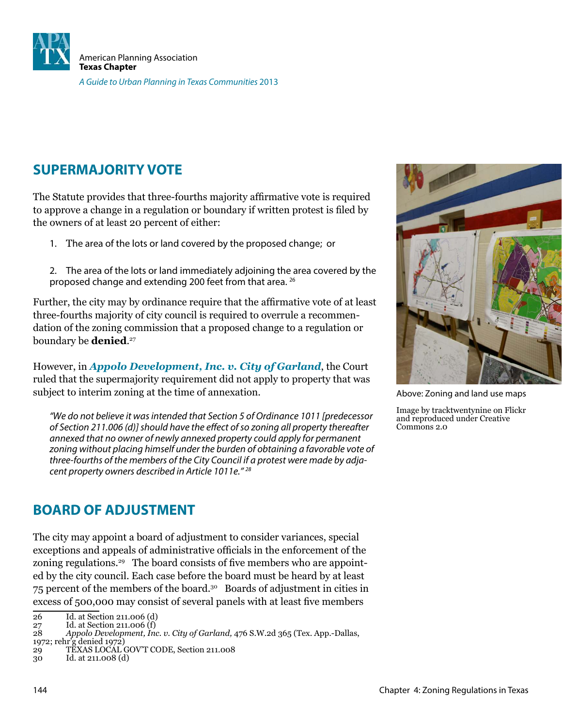## SUPERMAJORITY VOTE

The Statute provides that three-fourths majority affirmative vote is required to approve a change in a regulation or boundary if written protest is filed by the owners of at least 20 percent of either:

1. The area of the lots or land covered by the proposed change; or

2. The area of the lots or land immediately adjoining the area covered by the proposed change and extending 200 feet from that area. [26]

Further, the city may by ordinance require that the affirmative vote of at least three-fourths majority of city council is required to overrule a recommendation of the zoning commission that a proposed change to a regulation or boundary be **denied**.[27]

However, in ***Appolo Development, Inc. v. City of Garland***, the Court ruled that the supermajority requirement did not apply to property that was subject to interim zoning at the time of annexation.

> *"We do not believe it was intended that Section 5 of Ordinance 1011 [predecessor of Section 211.006 (d)] should have the effect of so zoning all property thereafter annexed that no owner of newly annexed property could apply for permanent zoning without placing himself under the burden of obtaining a favorable vote of three-fourths of the members of the City Council if a protest were made by adjacent property owners described in Article 1011e."* [28]

Above: Zoning and land use maps

Image by tracktwentynine on Flickr and reproduced under Creative Commons 2.0

## BOARD OF ADJUSTMENT

The city may appoint a board of adjustment to consider variances, special exceptions and appeals of administrative officials in the enforcement of the zoning regulations.[29] The board consists of five members who are appointed by the city council. Each case before the board must be heard by at least 75 percent of the members of the board.[30] Boards of adjustment in cities in excess of 500,000 may consist of several panels with at least five members

26 Id. at Section 211.006 (d)
27 Id. at Section 211.006 (f)
28 *Appolo Development, Inc. v. City of Garland,* 476 S.W.2d 365 (Tex. App.-Dallas, 1972; rehr'g denied 1972)
29 TEXAS LOCAL GOV'T CODE, Section 211.008
30 Id. at 211.008 (d)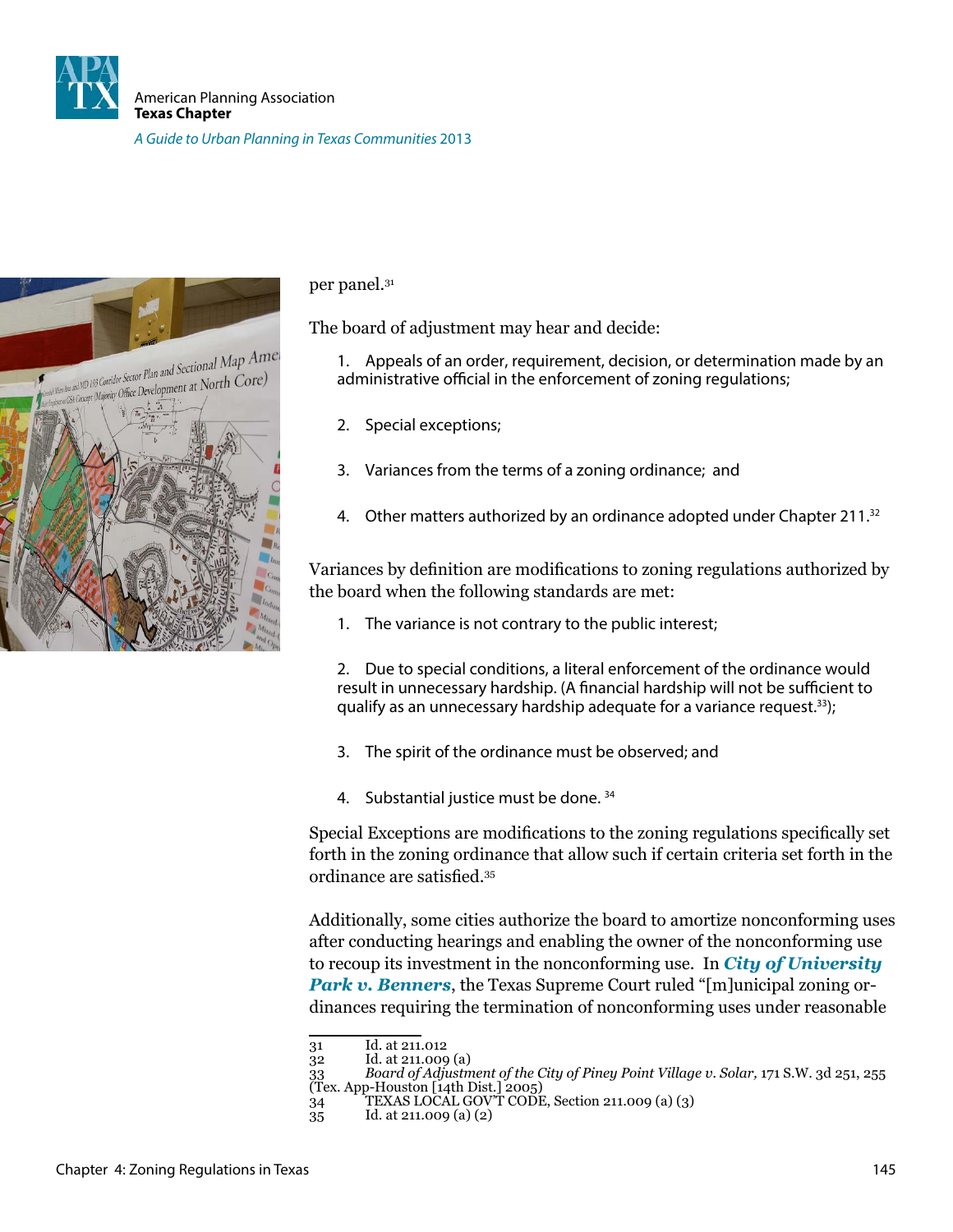per panel.[31]

The board of adjustment may hear and decide:

1. Appeals of an order, requirement, decision, or determination made by an administrative official in the enforcement of zoning regulations;

2. Special exceptions;

3. Variances from the terms of a zoning ordinance; and

4. Other matters authorized by an ordinance adopted under Chapter 211.[32]

Variances by definition are modifications to zoning regulations authorized by the board when the following standards are met:

1. The variance is not contrary to the public interest;

2. Due to special conditions, a literal enforcement of the ordinance would result in unnecessary hardship. (A financial hardship will not be sufficient to qualify as an unnecessary hardship adequate for a variance request.[33]);

3. The spirit of the ordinance must be observed; and

4. Substantial justice must be done. [34]

Special Exceptions are modifications to the zoning regulations specifically set forth in the zoning ordinance that allow such if certain criteria set forth in the ordinance are satisfied.[35]

Additionally, some cities authorize the board to amortize nonconforming uses after conducting hearings and enabling the owner of the nonconforming use to recoup its investment in the nonconforming use. In ***City of University Park v. Benners***, the Texas Supreme Court ruled "[m]unicipal zoning ordinances requiring the termination of nonconforming uses under reasonable

---

31 Id. at 211.012

32 Id. at 211.009 (a)

33 *Board of Adjustment of the City of Piney Point Village v. Solar,* 171 S.W. 3d 251, 255 (Tex. App-Houston [14th Dist.] 2005)

34 TEXAS LOCAL GOV'T CODE, Section 211.009 (a) (3)

35 Id. at 211.009 (a) (2)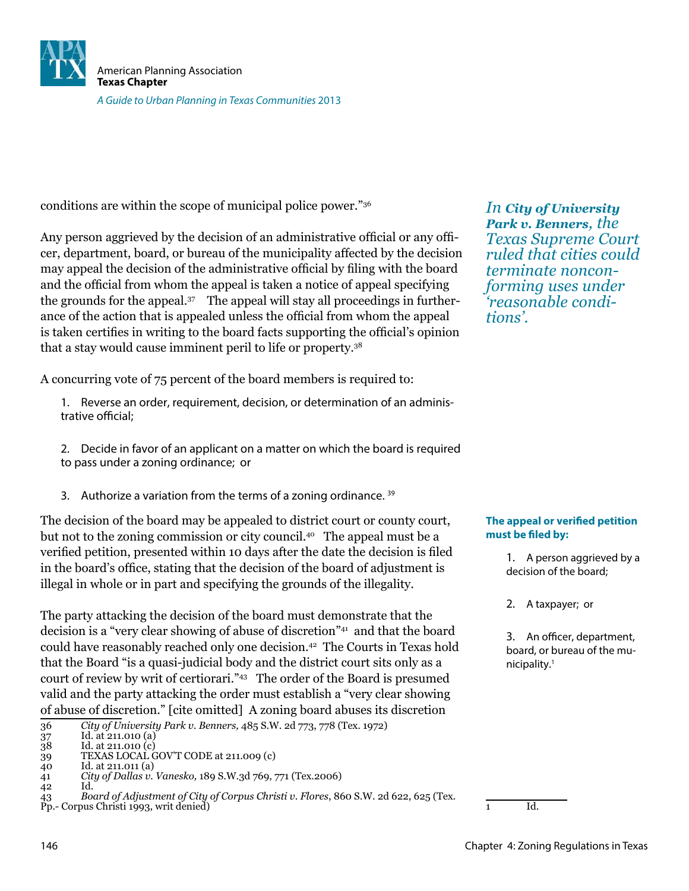conditions are within the scope of municipal police power."[36]

Any person aggrieved by the decision of an administrative official or any officer, department, board, or bureau of the municipality affected by the decision may appeal the decision of the administrative official by filing with the board and the official from whom the appeal is taken a notice of appeal specifying the grounds for the appeal.[37] The appeal will stay all proceedings in furtherance of the action that is appealed unless the official from whom the appeal is taken certifies in writing to the board facts supporting the official's opinion that a stay would cause imminent peril to life or property.[38]

*In **City of University Park v. Benners**, the Texas Supreme Court ruled that cities could terminate nonconforming uses under 'reasonable conditions'.*

A concurring vote of 75 percent of the board members is required to:

1. Reverse an order, requirement, decision, or determination of an administrative official;
2. Decide in favor of an applicant on a matter on which the board is required to pass under a zoning ordinance; or
3. Authorize a variation from the terms of a zoning ordinance. [39]

The decision of the board may be appealed to district court or county court, but not to the zoning commission or city council.[40] The appeal must be a verified petition, presented within 10 days after the date the decision is filed in the board's office, stating that the decision of the board of adjustment is illegal in whole or in part and specifying the grounds of the illegality.

**The appeal or verified petition must be filed by:**

1. A person aggrieved by a decision of the board;
2. A taxpayer; or
3. An officer, department, board, or bureau of the municipality.[1]

The party attacking the decision of the board must demonstrate that the decision is a "very clear showing of abuse of discretion"[41] and that the board could have reasonably reached only one decision.[42] The Courts in Texas hold that the Board "is a quasi-judicial body and the district court sits only as a court of review by writ of certiorari."[43] The order of the Board is presumed valid and the party attacking the order must establish a "very clear showing of abuse of discretion." [cite omitted] A zoning board abuses its discretion

36 *City of University Park v. Benners,* 485 S.W. 2d 773, 778 (Tex. 1972)
37 Id. at 211.010 (a)
38 Id. at 211.010 (c)
39 TEXAS LOCAL GOV'T CODE at 211.009 (c)
40 Id. at 211.011 (a)
41 *City of Dallas v. Vanesko,* 189 S.W.3d 769, 771 (Tex.2006)
42 Id.
43 *Board of Adjustment of City of Corpus Christi v. Flores*, 860 S.W. 2d 622, 625 (Tex. Pp.- Corpus Christi 1993, writ denied)

1 Id.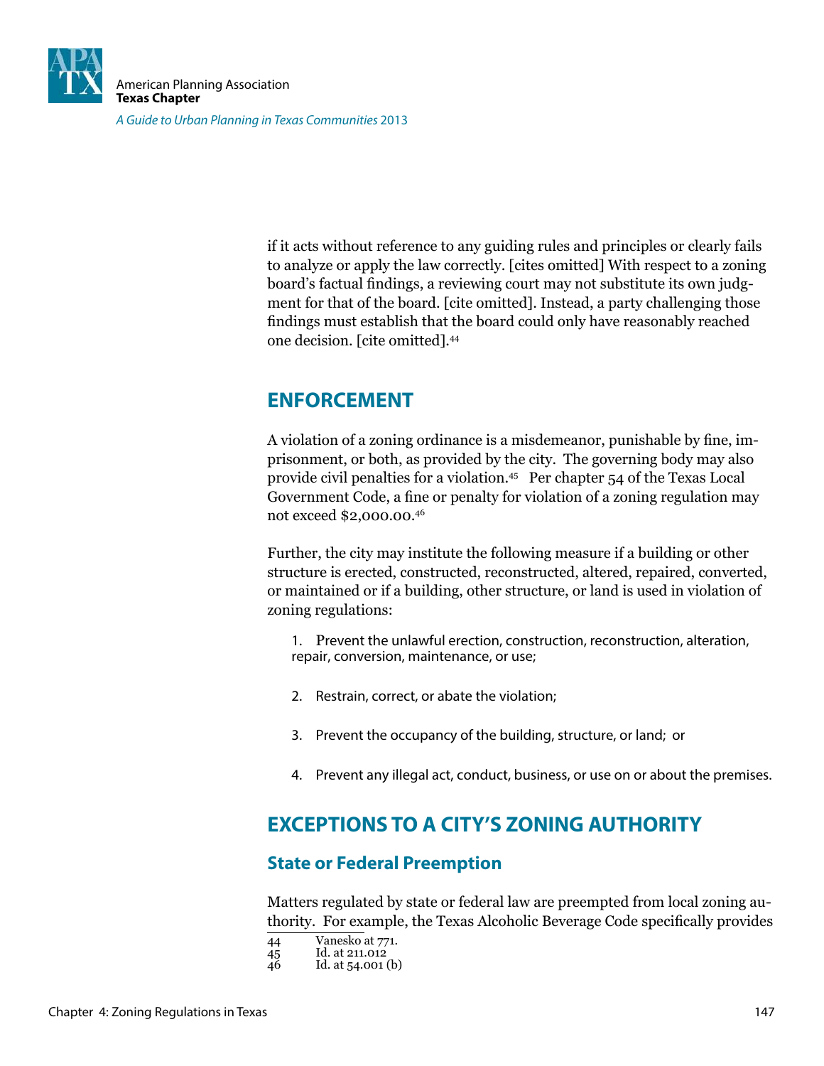if it acts without reference to any guiding rules and principles or clearly fails to analyze or apply the law correctly. [cites omitted] With respect to a zoning board's factual findings, a reviewing court may not substitute its own judgment for that of the board. [cite omitted]. Instead, a party challenging those findings must establish that the board could only have reasonably reached one decision. [cite omitted].[44]

## ENFORCEMENT

A violation of a zoning ordinance is a misdemeanor, punishable by fine, imprisonment, or both, as provided by the city. The governing body may also provide civil penalties for a violation.[45] Per chapter 54 of the Texas Local Government Code, a fine or penalty for violation of a zoning regulation may not exceed $2,000.00.[46]

Further, the city may institute the following measure if a building or other structure is erected, constructed, reconstructed, altered, repaired, converted, or maintained or if a building, other structure, or land is used in violation of zoning regulations:

1. Prevent the unlawful erection, construction, reconstruction, alteration, repair, conversion, maintenance, or use;
2. Restrain, correct, or abate the violation;
3. Prevent the occupancy of the building, structure, or land; or
4. Prevent any illegal act, conduct, business, or use on or about the premises.

## EXCEPTIONS TO A CITY'S ZONING AUTHORITY

### State or Federal Preemption

Matters regulated by state or federal law are preempted from local zoning authority. For example, the Texas Alcoholic Beverage Code specifically provides

---

44 Vanesko at 771.
45 Id. at 211.012
46 Id. at 54.001 (b)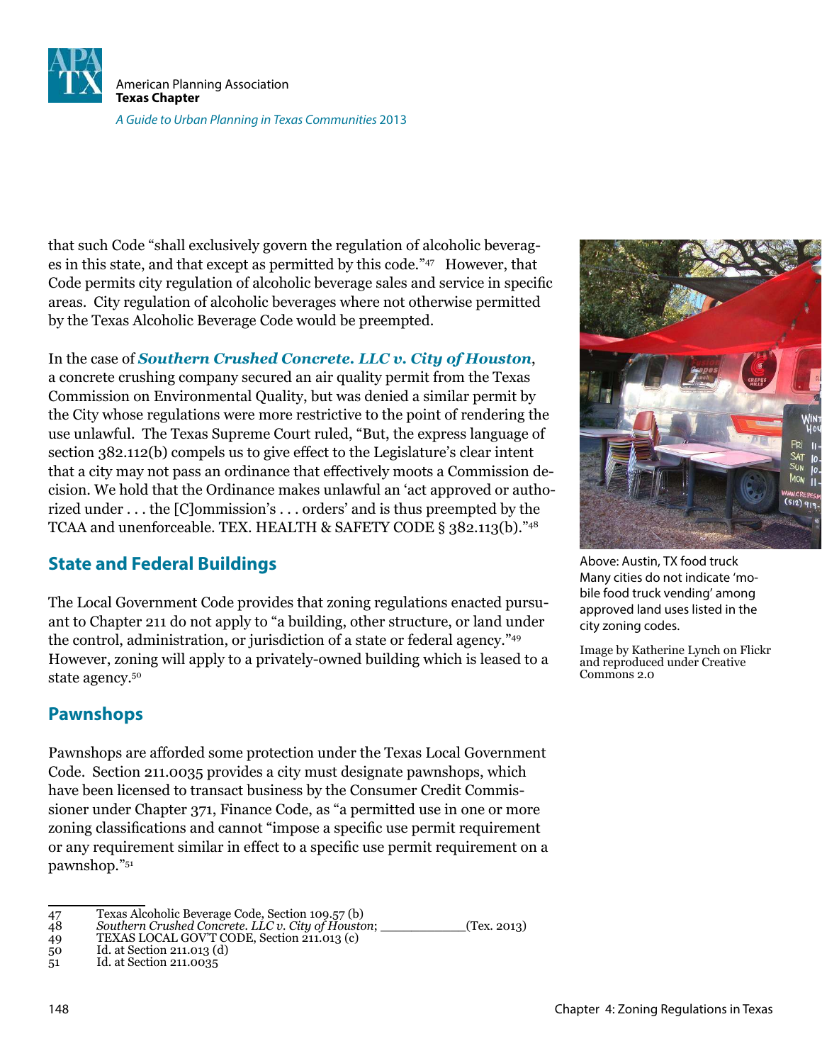that such Code "shall exclusively govern the regulation of alcoholic beverages in this state, and that except as permitted by this code."[47] However, that Code permits city regulation of alcoholic beverage sales and service in specific areas. City regulation of alcoholic beverages where not otherwise permitted by the Texas Alcoholic Beverage Code would be preempted.

In the case of ***Southern Crushed Concrete. LLC v. City of Houston***, a concrete crushing company secured an air quality permit from the Texas Commission on Environmental Quality, but was denied a similar permit by the City whose regulations were more restrictive to the point of rendering the use unlawful. The Texas Supreme Court ruled, "But, the express language of section 382.112(b) compels us to give effect to the Legislature's clear intent that a city may not pass an ordinance that effectively moots a Commission decision. We hold that the Ordinance makes unlawful an 'act approved or authorized under . . . the [C]ommission's . . . orders' and is thus preempted by the TCAA and unenforceable. TEX. HEALTH & SAFETY CODE § 382.113(b)."[48]

Above: Austin, TX food truck
Many cities do not indicate 'mobile food truck vending' among approved land uses listed in the city zoning codes.

Image by Katherine Lynch on Flickr and reproduced under Creative Commons 2.0

## State and Federal Buildings

The Local Government Code provides that zoning regulations enacted pursuant to Chapter 211 do not apply to "a building, other structure, or land under the control, administration, or jurisdiction of a state or federal agency."[49] However, zoning will apply to a privately-owned building which is leased to a state agency.[50]

## Pawnshops

Pawnshops are afforded some protection under the Texas Local Government Code. Section 211.0035 provides a city must designate pawnshops, which have been licensed to transact business by the Consumer Credit Commissioner under Chapter 371, Finance Code, as "a permitted use in one or more zoning classifications and cannot "impose a specific use permit requirement or any requirement similar in effect to a specific use permit requirement on a pawnshop."[51]

---

47 Texas Alcoholic Beverage Code, Section 109.57 (b)
48 *Southern Crushed Concrete. LLC v. City of Houston*; ___________(Tex. 2013)
49 TEXAS LOCAL GOV'T CODE, Section 211.013 (c)
50 Id. at Section 211.013 (d)
51 Id. at Section 211.0035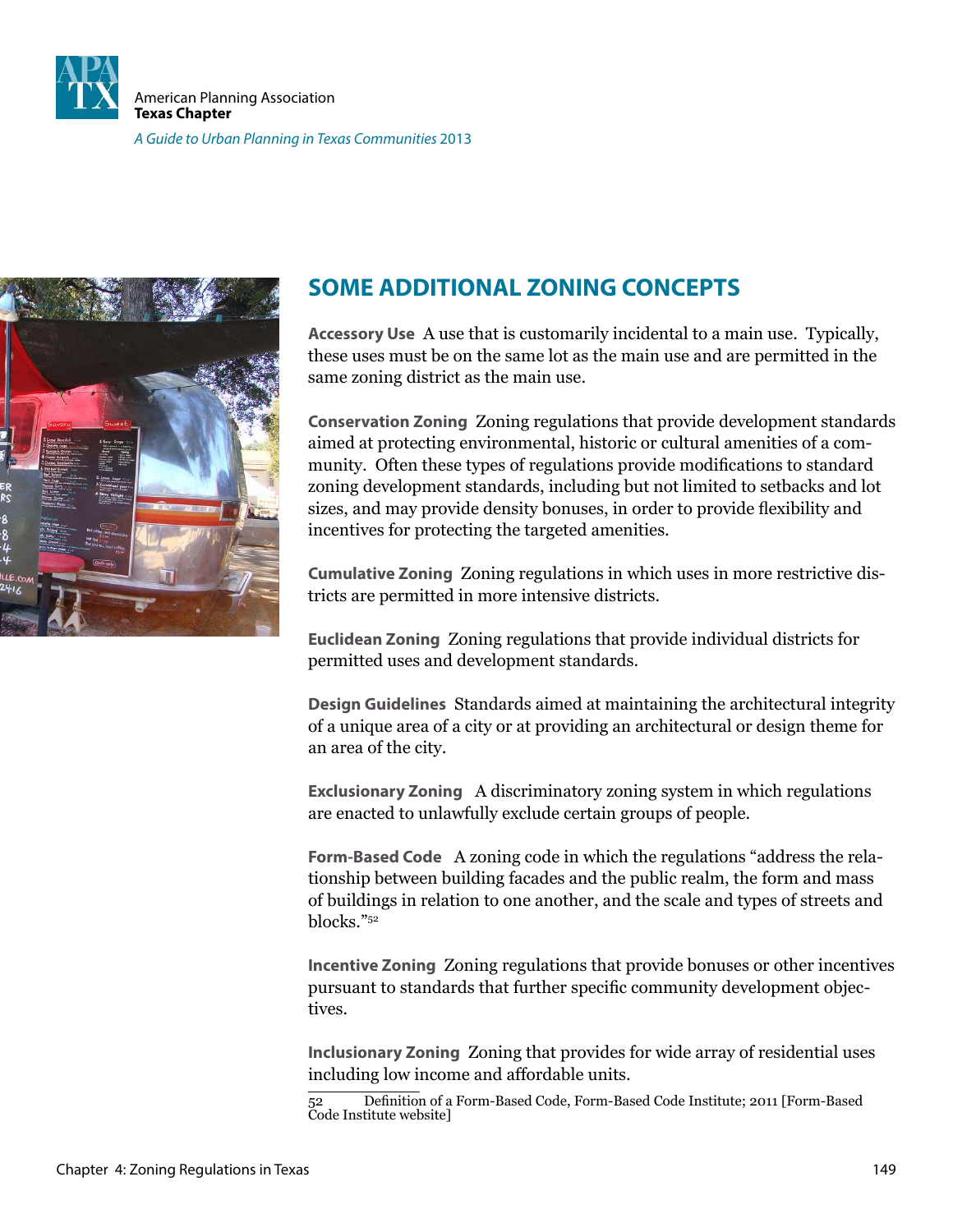## SOME ADDITIONAL ZONING CONCEPTS

**Accessory Use** A use that is customarily incidental to a main use. Typically, these uses must be on the same lot as the main use and are permitted in the same zoning district as the main use.

**Conservation Zoning** Zoning regulations that provide development standards aimed at protecting environmental, historic or cultural amenities of a community. Often these types of regulations provide modifications to standard zoning development standards, including but not limited to setbacks and lot sizes, and may provide density bonuses, in order to provide flexibility and incentives for protecting the targeted amenities.

**Cumulative Zoning** Zoning regulations in which uses in more restrictive districts are permitted in more intensive districts.

**Euclidean Zoning** Zoning regulations that provide individual districts for permitted uses and development standards.

**Design Guidelines** Standards aimed at maintaining the architectural integrity of a unique area of a city or at providing an architectural or design theme for an area of the city.

**Exclusionary Zoning** A discriminatory zoning system in which regulations are enacted to unlawfully exclude certain groups of people.

**Form-Based Code** A zoning code in which the regulations "address the relationship between building facades and the public realm, the form and mass of buildings in relation to one another, and the scale and types of streets and blocks."[52]

**Incentive Zoning** Zoning regulations that provide bonuses or other incentives pursuant to standards that further specific community development objectives.

**Inclusionary Zoning** Zoning that provides for wide array of residential uses including low income and affordable units.

52 Definition of a Form-Based Code, Form-Based Code Institute; 2011 [Form-Based Code Institute website]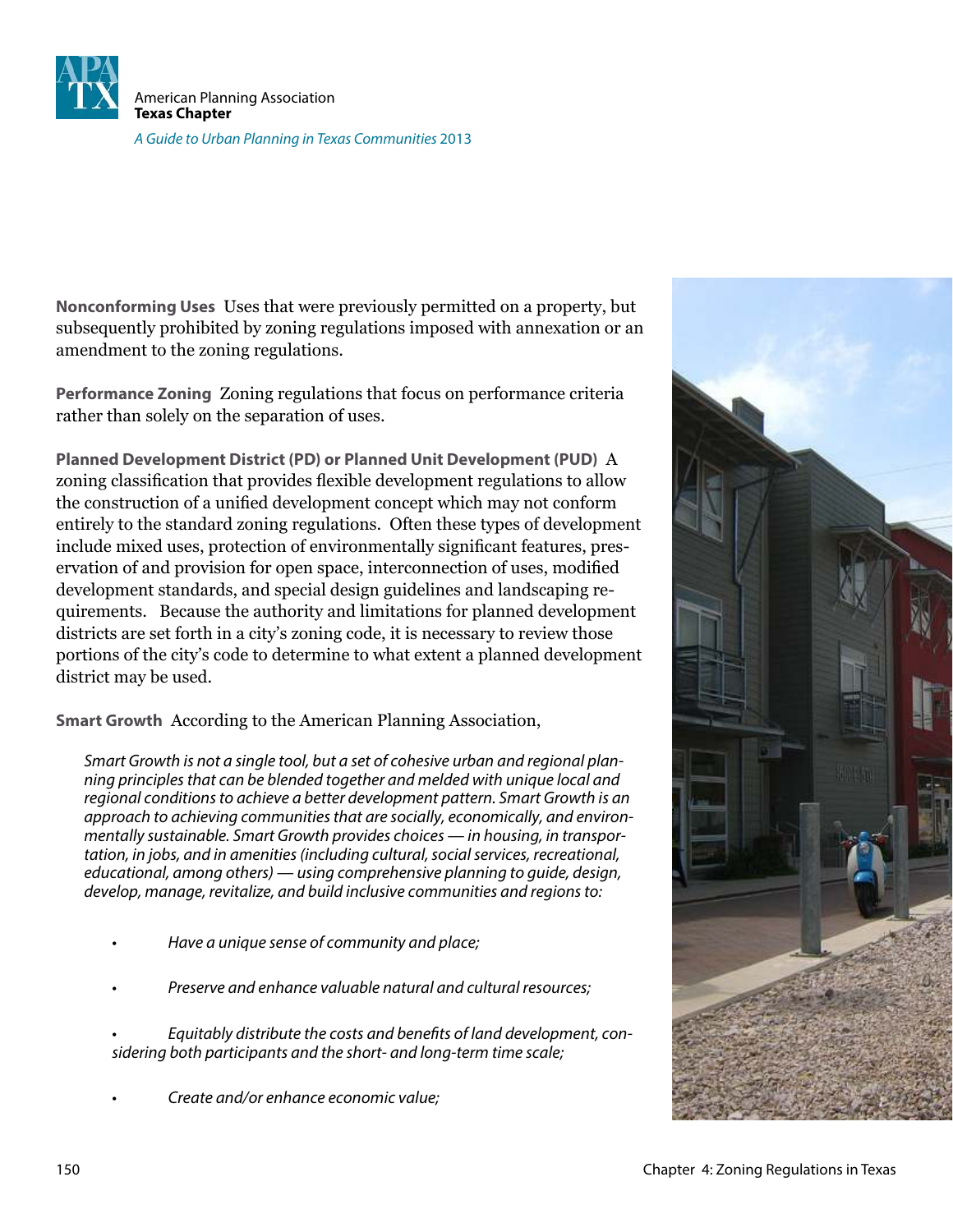**Nonconforming Uses** Uses that were previously permitted on a property, but subsequently prohibited by zoning regulations imposed with annexation or an amendment to the zoning regulations.

**Performance Zoning** Zoning regulations that focus on performance criteria rather than solely on the separation of uses.

**Planned Development District (PD) or Planned Unit Development (PUD)** A zoning classification that provides flexible development regulations to allow the construction of a unified development concept which may not conform entirely to the standard zoning regulations. Often these types of development include mixed uses, protection of environmentally significant features, preservation of and provision for open space, interconnection of uses, modified development standards, and special design guidelines and landscaping requirements. Because the authority and limitations for planned development districts are set forth in a city's zoning code, it is necessary to review those portions of the city's code to determine to what extent a planned development district may be used.

**Smart Growth** According to the American Planning Association,

> *Smart Growth is not a single tool, but a set of cohesive urban and regional planning principles that can be blended together and melded with unique local and regional conditions to achieve a better development pattern. Smart Growth is an approach to achieving communities that are socially, economically, and environmentally sustainable. Smart Growth provides choices — in housing, in transportation, in jobs, and in amenities (including cultural, social services, recreational, educational, among others) — using comprehensive planning to guide, design, develop, manage, revitalize, and build inclusive communities and regions to:*
>
> - *Have a unique sense of community and place;*
> - *Preserve and enhance valuable natural and cultural resources;*
> - *Equitably distribute the costs and benefits of land development, considering both participants and the short- and long-term time scale;*
> - *Create and/or enhance economic value;*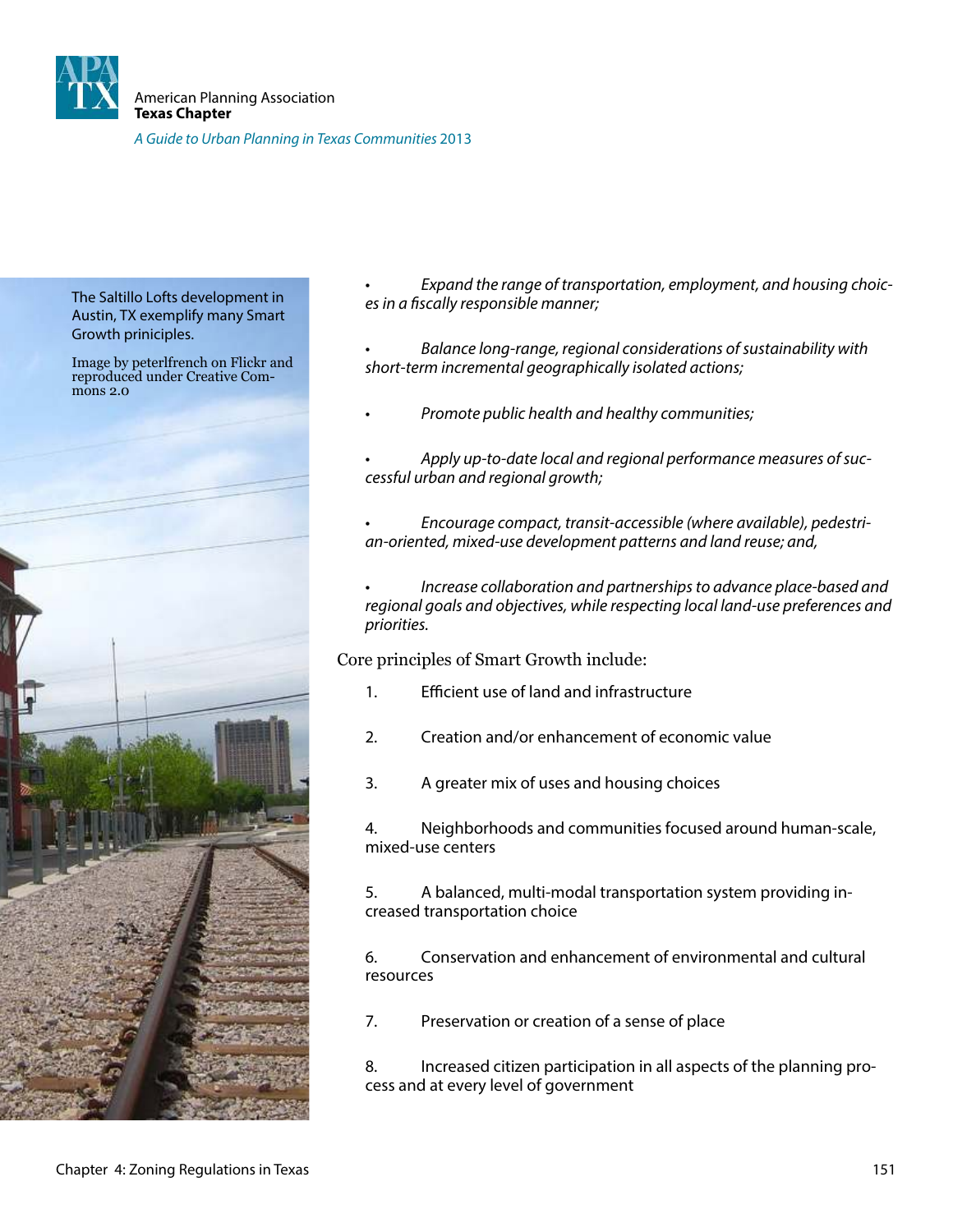The Saltillo Lofts development in Austin, TX exemplify many Smart Growth principles.

Image by peterlfrench on Flickr and reproduced under Creative Commons 2.0

- *Expand the range of transportation, employment, and housing choices in a fiscally responsible manner;*
- *Balance long-range, regional considerations of sustainability with short-term incremental geographically isolated actions;*
- *Promote public health and healthy communities;*
- *Apply up-to-date local and regional performance measures of successful urban and regional growth;*
- *Encourage compact, transit-accessible (where available), pedestrian-oriented, mixed-use development patterns and land reuse; and,*
- *Increase collaboration and partnerships to advance place-based and regional goals and objectives, while respecting local land-use preferences and priorities.*

Core principles of Smart Growth include:

1. Efficient use of land and infrastructure
2. Creation and/or enhancement of economic value
3. A greater mix of uses and housing choices
4. Neighborhoods and communities focused around human-scale, mixed-use centers
5. A balanced, multi-modal transportation system providing increased transportation choice
6. Conservation and enhancement of environmental and cultural resources
7. Preservation or creation of a sense of place
8. Increased citizen participation in all aspects of the planning process and at every level of government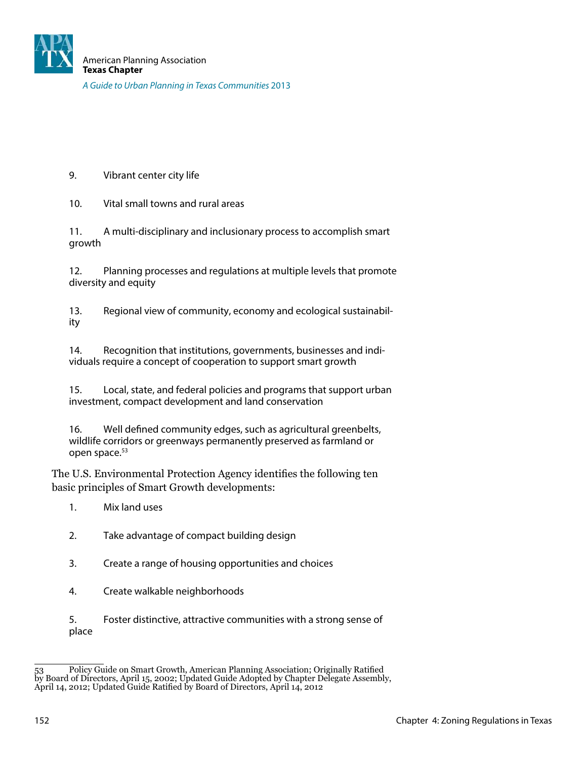9. Vibrant center city life

10. Vital small towns and rural areas

11. A multi-disciplinary and inclusionary process to accomplish smart growth

12. Planning processes and regulations at multiple levels that promote diversity and equity

13. Regional view of community, economy and ecological sustainability

14. Recognition that institutions, governments, businesses and individuals require a concept of cooperation to support smart growth

15. Local, state, and federal policies and programs that support urban investment, compact development and land conservation

16. Well defined community edges, such as agricultural greenbelts, wildlife corridors or greenways permanently preserved as farmland or open space.[53]

The U.S. Environmental Protection Agency identifies the following ten basic principles of Smart Growth developments:

1. Mix land uses

2. Take advantage of compact building design

3. Create a range of housing opportunities and choices

4. Create walkable neighborhoods

5. Foster distinctive, attractive communities with a strong sense of place

---

53 Policy Guide on Smart Growth, American Planning Association; Originally Ratified by Board of Directors, April 15, 2002; Updated Guide Adopted by Chapter Delegate Assembly, April 14, 2012; Updated Guide Ratified by Board of Directors, April 14, 2012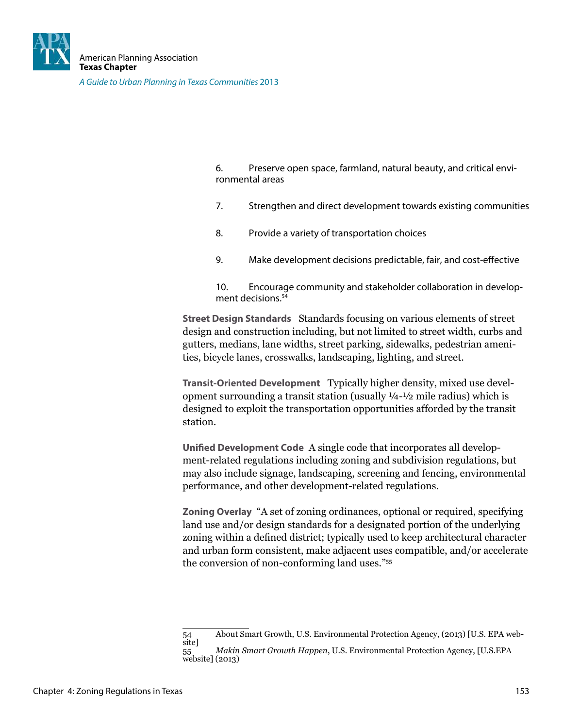6. Preserve open space, farmland, natural beauty, and critical environmental areas

7. Strengthen and direct development towards existing communities

8. Provide a variety of transportation choices

9. Make development decisions predictable, fair, and cost-effective

10. Encourage community and stakeholder collaboration in development decisions.[54]

**Street Design Standards** Standards focusing on various elements of street design and construction including, but not limited to street width, curbs and gutters, medians, lane widths, street parking, sidewalks, pedestrian amenities, bicycle lanes, crosswalks, landscaping, lighting, and street.

**Transit-Oriented Development** Typically higher density, mixed use development surrounding a transit station (usually ¼-½ mile radius) which is designed to exploit the transportation opportunities afforded by the transit station.

**Unified Development Code** A single code that incorporates all development-related regulations including zoning and subdivision regulations, but may also include signage, landscaping, screening and fencing, environmental performance, and other development-related regulations.

**Zoning Overlay** "A set of zoning ordinances, optional or required, specifying land use and/or design standards for a designated portion of the underlying zoning within a defined district; typically used to keep architectural character and urban form consistent, make adjacent uses compatible, and/or accelerate the conversion of non-conforming land uses."[55]

---

54 About Smart Growth, U.S. Environmental Protection Agency, (2013) [U.S. EPA website]

55 *Makin Smart Growth Happen*, U.S. Environmental Protection Agency, [U.S.EPA website] (2013)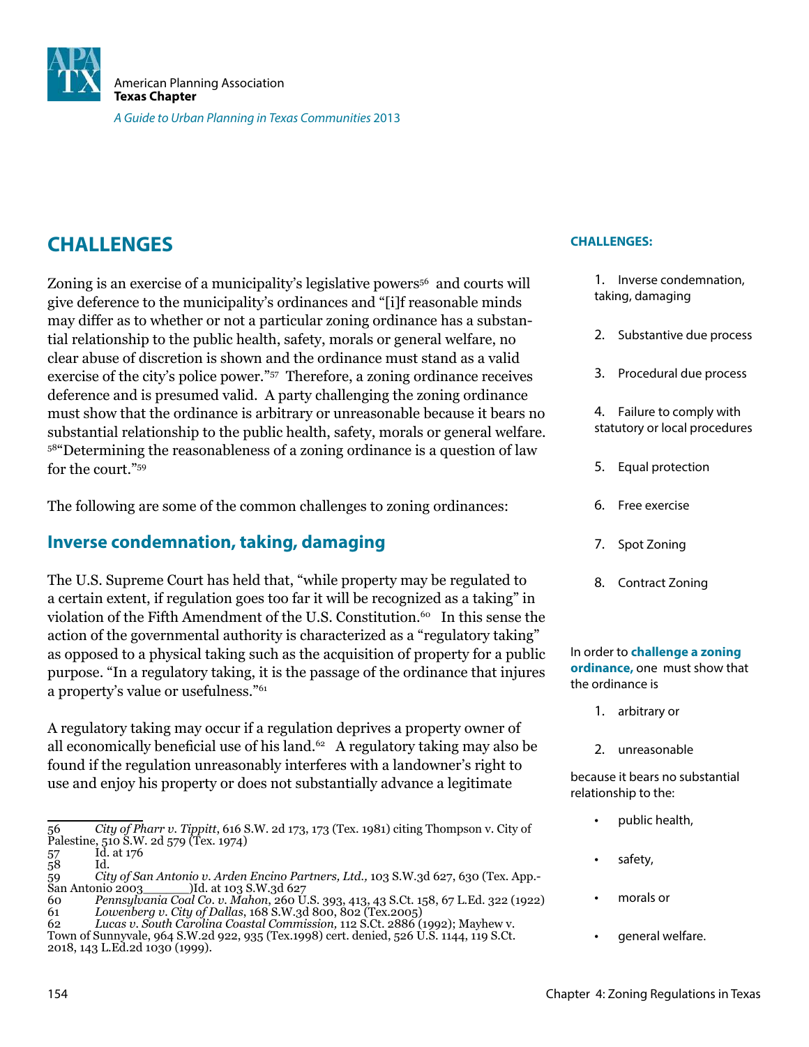## CHALLENGES

Zoning is an exercise of a municipality's legislative powers[56] and courts will give deference to the municipality's ordinances and "[i]f reasonable minds may differ as to whether or not a particular zoning ordinance has a substantial relationship to the public health, safety, morals or general welfare, no clear abuse of discretion is shown and the ordinance must stand as a valid exercise of the city's police power."[57] Therefore, a zoning ordinance receives deference and is presumed valid. A party challenging the zoning ordinance must show that the ordinance is arbitrary or unreasonable because it bears no substantial relationship to the public health, safety, morals or general welfare.[58] "Determining the reasonableness of a zoning ordinance is a question of law for the court."[59]

The following are some of the common challenges to zoning ordinances:

### Inverse condemnation, taking, damaging

The U.S. Supreme Court has held that, "while property may be regulated to a certain extent, if regulation goes too far it will be recognized as a taking" in violation of the Fifth Amendment of the U.S. Constitution.[60] In this sense the action of the governmental authority is characterized as a "regulatory taking" as opposed to a physical taking such as the acquisition of property for a public purpose. "In a regulatory taking, it is the passage of the ordinance that injures a property's value or usefulness."[61]

A regulatory taking may occur if a regulation deprives a property owner of all economically beneficial use of his land.[62] A regulatory taking may also be found if the regulation unreasonably interferes with a landowner's right to use and enjoy his property or does not substantially advance a legitimate

**CHALLENGES:**

1. Inverse condemnation, taking, damaging
2. Substantive due process
3. Procedural due process
4. Failure to comply with statutory or local procedures
5. Equal protection
6. Free exercise
7. Spot Zoning
8. Contract Zoning

In order to **challenge a zoning ordinance,** one must show that the ordinance is

1. arbitrary or
2. unreasonable

because it bears no substantial relationship to the:

- public health,
- safety,
- morals or
- general welfare.

---

56 *City of Pharr v. Tippitt*, 616 S.W. 2d 173, 173 (Tex. 1981) citing Thompson v. City of Palestine, 510 S.W. 2d 579 (Tex. 1974)

57 Id. at 176

58 Id.

59 *City of San Antonio v. Arden Encino Partners, Ltd.,* 103 S.W.3d 627, 630 (Tex. App.-San Antonio 2003______)Id. at 103 S.W.3d 627

60 *Pennsylvania Coal Co. v. Mahon*, 260 U.S. 393, 413, 43 S.Ct. 158, 67 L.Ed. 322 (1922)

61 *Lowenberg v. City of Dallas*, 168 S.W.3d 800, 802 (Tex.2005)

62 *Lucas v. South Carolina Coastal Commission,* 112 S.Ct. 2886 (1992); Mayhew v. Town of Sunnyvale, 964 S.W.2d 922, 935 (Tex.1998) cert. denied, 526 U.S. 1144, 119 S.Ct. 2018, 143 L.Ed.2d 1030 (1999).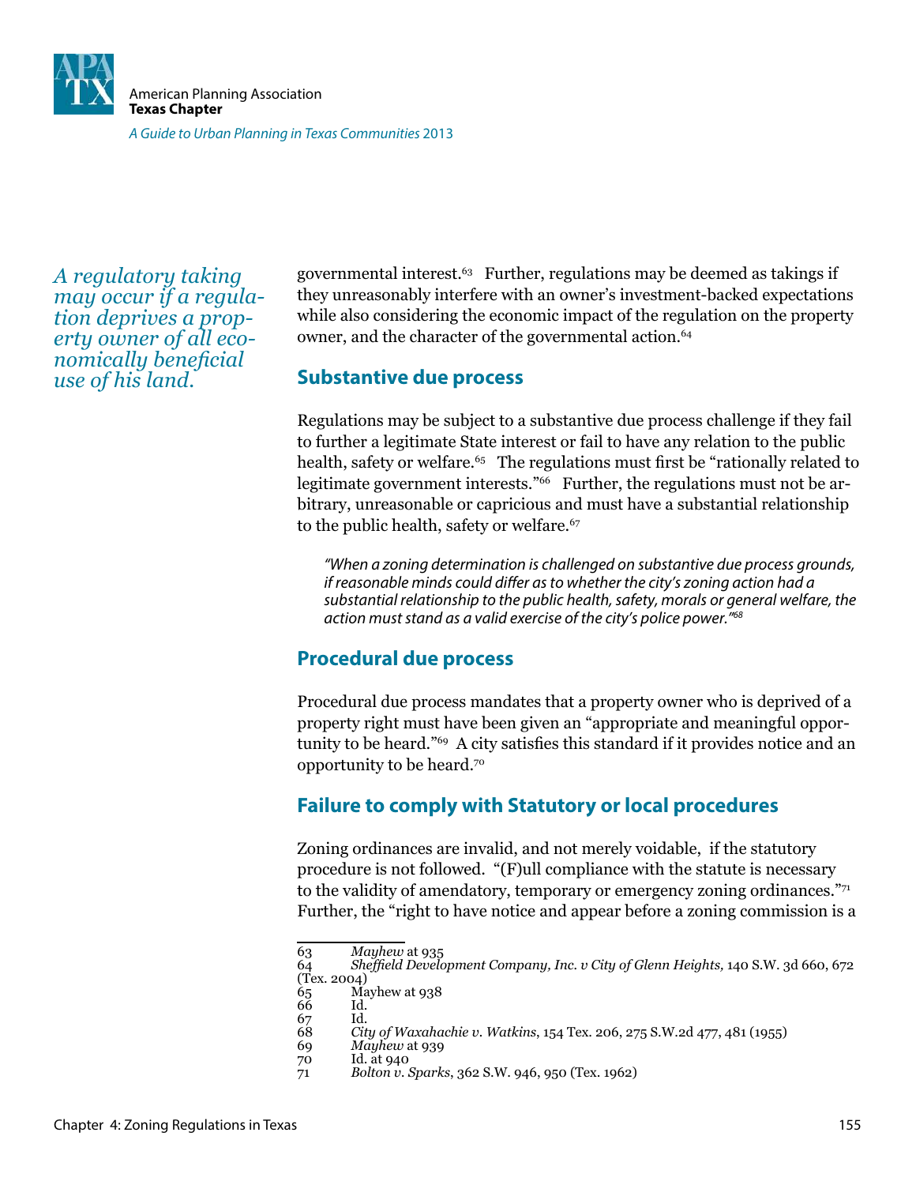*A regulatory taking may occur if a regulation deprives a property owner of all economically beneficial use of his land.*

governmental interest.[63] Further, regulations may be deemed as takings if they unreasonably interfere with an owner's investment-backed expectations while also considering the economic impact of the regulation on the property owner, and the character of the governmental action.[64]

## Substantive due process

Regulations may be subject to a substantive due process challenge if they fail to further a legitimate State interest or fail to have any relation to the public health, safety or welfare.[65] The regulations must first be "rationally related to legitimate government interests."[66] Further, the regulations must not be arbitrary, unreasonable or capricious and must have a substantial relationship to the public health, safety or welfare.[67]

> *"When a zoning determination is challenged on substantive due process grounds, if reasonable minds could differ as to whether the city's zoning action had a substantial relationship to the public health, safety, morals or general welfare, the action must stand as a valid exercise of the city's police power."*[68]

## Procedural due process

Procedural due process mandates that a property owner who is deprived of a property right must have been given an "appropriate and meaningful opportunity to be heard."[69] A city satisfies this standard if it provides notice and an opportunity to be heard.[70]

## Failure to comply with Statutory or local procedures

Zoning ordinances are invalid, and not merely voidable, if the statutory procedure is not followed. "(F)ull compliance with the statute is necessary to the validity of amendatory, temporary or emergency zoning ordinances."[71] Further, the "right to have notice and appear before a zoning commission is a

---

63 *Mayhew* at 935
64 *Sheffield Development Company, Inc. v City of Glenn Heights,* 140 S.W. 3d 660, 672 (Tex. 2004)
65 Mayhew at 938
66 Id.
67 Id.
68 *City of Waxahachie v. Watkins*, 154 Tex. 206, 275 S.W.2d 477, 481 (1955)
69 *Mayhew* at 939
70 Id. at 940
71 *Bolton v. Sparks*, 362 S.W. 946, 950 (Tex. 1962)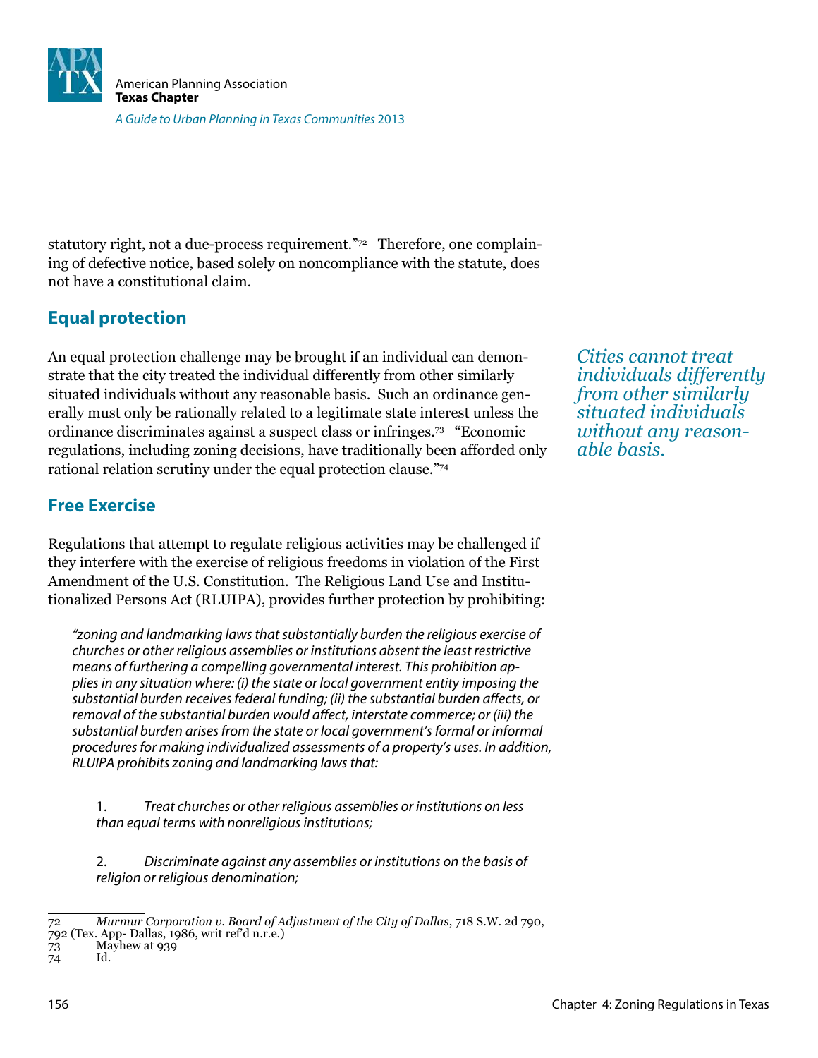statutory right, not a due-process requirement."[72] Therefore, one complaining of defective notice, based solely on noncompliance with the statute, does not have a constitutional claim.

## Equal protection

An equal protection challenge may be brought if an individual can demonstrate that the city treated the individual differently from other similarly situated individuals without any reasonable basis. Such an ordinance generally must only be rationally related to a legitimate state interest unless the ordinance discriminates against a suspect class or infringes.[73] "Economic regulations, including zoning decisions, have traditionally been afforded only rational relation scrutiny under the equal protection clause."[74]

*Cities cannot treat individuals differently from other similarly situated individuals without any reasonable basis.*

## Free Exercise

Regulations that attempt to regulate religious activities may be challenged if they interfere with the exercise of religious freedoms in violation of the First Amendment of the U.S. Constitution. The Religious Land Use and Institutionalized Persons Act (RLUIPA), provides further protection by prohibiting:

> *"zoning and landmarking laws that substantially burden the religious exercise of churches or other religious assemblies or institutions absent the least restrictive means of furthering a compelling governmental interest. This prohibition applies in any situation where: (i) the state or local government entity imposing the substantial burden receives federal funding; (ii) the substantial burden affects, or removal of the substantial burden would affect, interstate commerce; or (iii) the substantial burden arises from the state or local government's formal or informal procedures for making individualized assessments of a property's uses. In addition, RLUIPA prohibits zoning and landmarking laws that:*
>
> 1. *Treat churches or other religious assemblies or institutions on less than equal terms with nonreligious institutions;*
>
> 2. *Discriminate against any assemblies or institutions on the basis of religion or religious denomination;*

---

72 *Murmur Corporation v. Board of Adjustment of the City of Dallas*, 718 S.W. 2d 790, 792 (Tex. App- Dallas, 1986, writ ref'd n.r.e.)

73 Mayhew at 939

74 Id.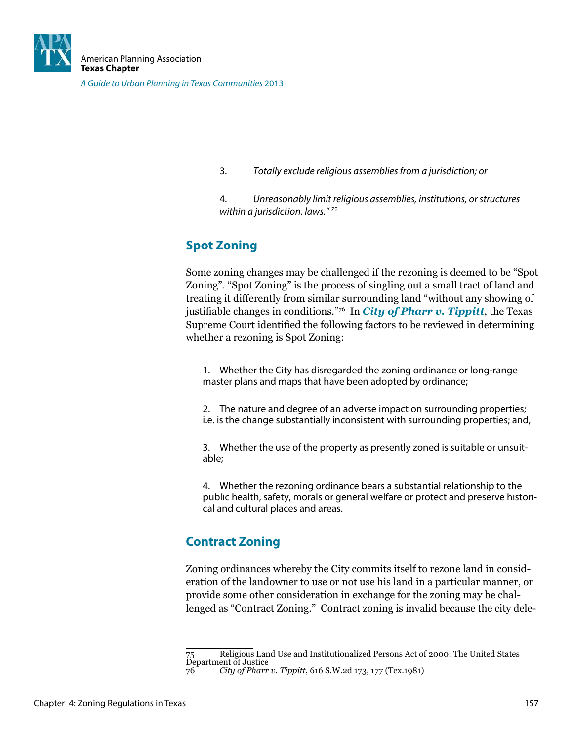3. *Totally exclude religious assemblies from a jurisdiction; or*

4. *Unreasonably limit religious assemblies, institutions, or structures within a jurisdiction. laws."* [75]

## Spot Zoning

Some zoning changes may be challenged if the rezoning is deemed to be "Spot Zoning". "Spot Zoning" is the process of singling out a small tract of land and treating it differently from similar surrounding land "without any showing of justifiable changes in conditions."[76] In ***City of Pharr v. Tippitt***, the Texas Supreme Court identified the following factors to be reviewed in determining whether a rezoning is Spot Zoning:

1. Whether the City has disregarded the zoning ordinance or long-range master plans and maps that have been adopted by ordinance;

2. The nature and degree of an adverse impact on surrounding properties; i.e. is the change substantially inconsistent with surrounding properties; and,

3. Whether the use of the property as presently zoned is suitable or unsuitable;

4. Whether the rezoning ordinance bears a substantial relationship to the public health, safety, morals or general welfare or protect and preserve historical and cultural places and areas.

## Contract Zoning

Zoning ordinances whereby the City commits itself to rezone land in consideration of the landowner to use or not use his land in a particular manner, or provide some other consideration in exchange for the zoning may be challenged as "Contract Zoning." Contract zoning is invalid because the city dele-

---

75 Religious Land Use and Institutionalized Persons Act of 2000; The United States Department of Justice

76 *City of Pharr v. Tippitt*, 616 S.W.2d 173, 177 (Tex.1981)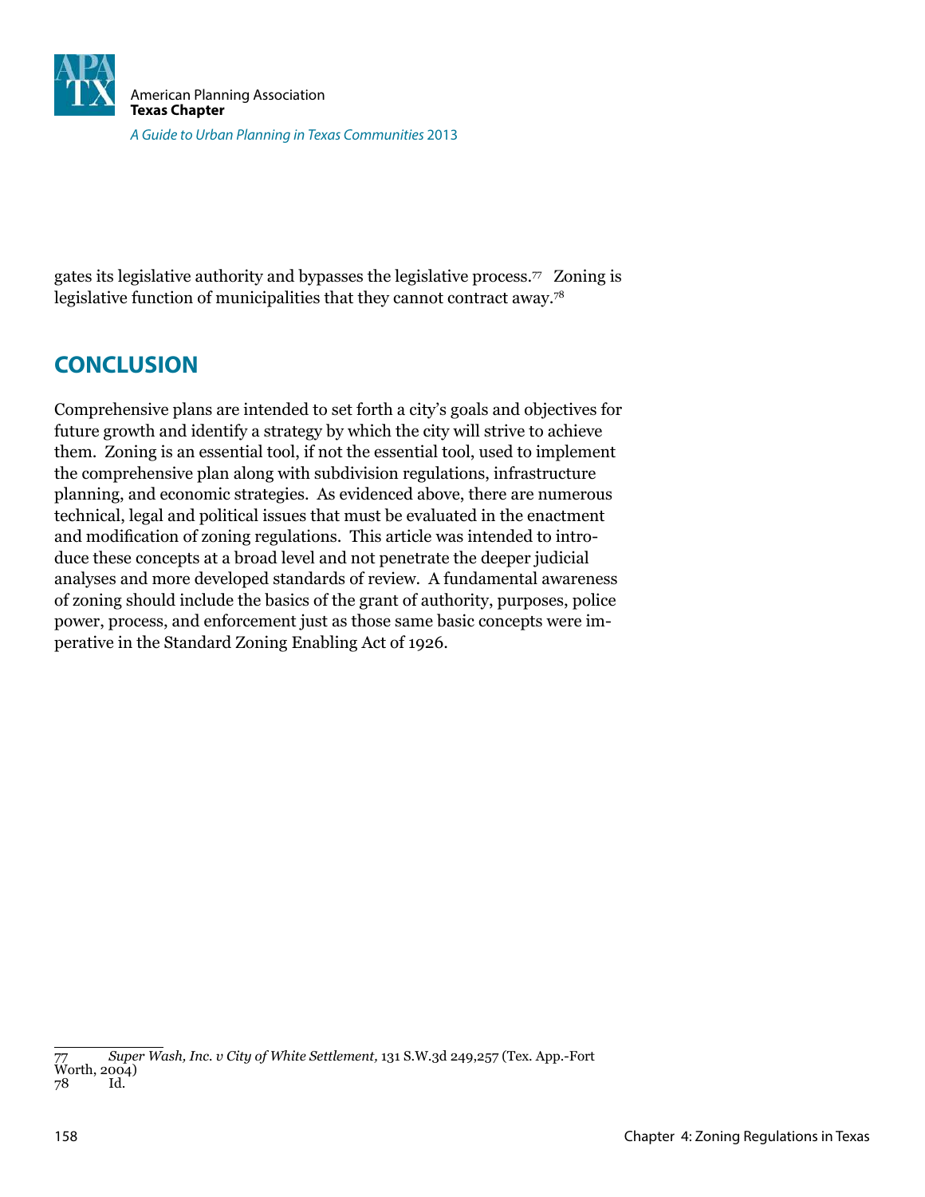gates its legislative authority and bypasses the legislative process.[77] Zoning is legislative function of municipalities that they cannot contract away.[78]

## CONCLUSION

Comprehensive plans are intended to set forth a city's goals and objectives for future growth and identify a strategy by which the city will strive to achieve them. Zoning is an essential tool, if not the essential tool, used to implement the comprehensive plan along with subdivision regulations, infrastructure planning, and economic strategies. As evidenced above, there are numerous technical, legal and political issues that must be evaluated in the enactment and modification of zoning regulations. This article was intended to introduce these concepts at a broad level and not penetrate the deeper judicial analyses and more developed standards of review. A fundamental awareness of zoning should include the basics of the grant of authority, purposes, police power, process, and enforcement just as those same basic concepts were imperative in the Standard Zoning Enabling Act of 1926.

---

77 *Super Wash, Inc. v City of White Settlement,* 131 S.W.3d 249,257 (Tex. App.-Fort Worth, 2004)

78 Id.